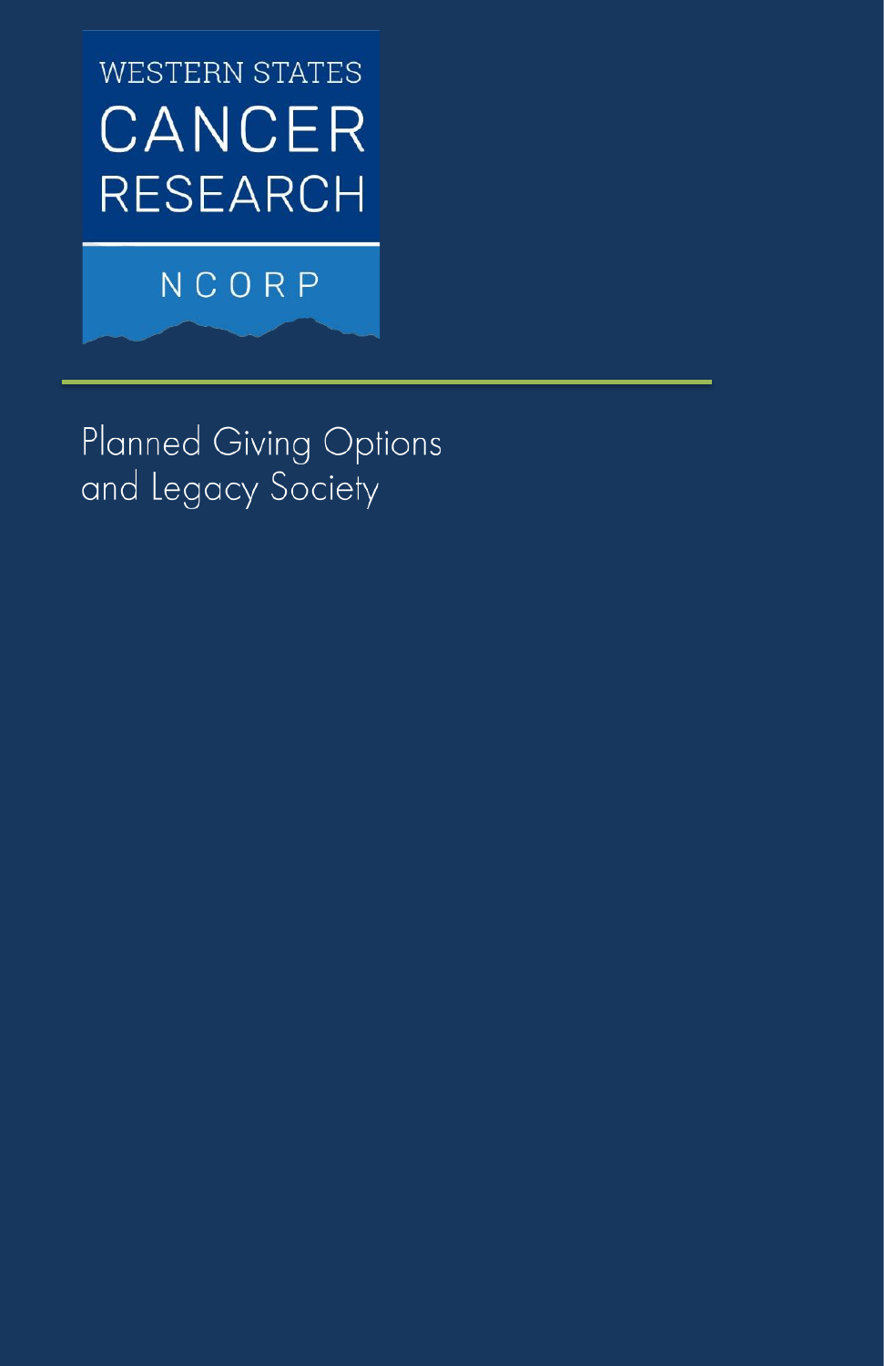WESTERN STATES

CANCER

RESEARCH

NCORP

# Planned Giving Options and Legacy Society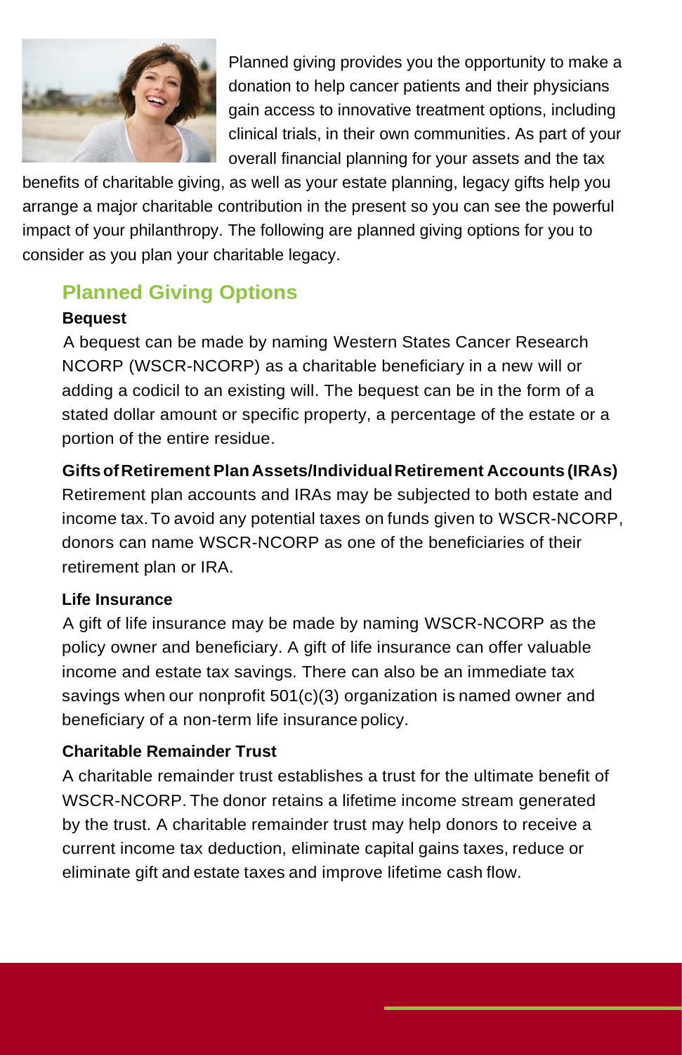Planned giving provides you the opportunity to make a donation to help cancer patients and their physicians gain access to innovative treatment options, including clinical trials, in their own communities. As part of your overall financial planning for your assets and the tax benefits of charitable giving, as well as your estate planning, legacy gifts help you arrange a major charitable contribution in the present so you can see the powerful impact of your philanthropy. The following are planned giving options for you to consider as you plan your charitable legacy.

## Planned Giving Options

**Bequest**

A bequest can be made by naming Western States Cancer Research NCORP (WSCR-NCORP) as a charitable beneficiary in a new will or adding a codicil to an existing will. The bequest can be in the form of a stated dollar amount or specific property, a percentage of the estate or a portion of the entire residue.

**Gifts of Retirement Plan Assets/Individual Retirement Accounts (IRAs)**

Retirement plan accounts and IRAs may be subjected to both estate and income tax. To avoid any potential taxes on funds given to WSCR-NCORP, donors can name WSCR-NCORP as one of the beneficiaries of their retirement plan or IRA.

**Life Insurance**

A gift of life insurance may be made by naming WSCR-NCORP as the policy owner and beneficiary. A gift of life insurance can offer valuable income and estate tax savings. There can also be an immediate tax savings when our nonprofit 501(c)(3) organization is named owner and beneficiary of a non-term life insurance policy.

**Charitable Remainder Trust**

A charitable remainder trust establishes a trust for the ultimate benefit of WSCR-NCORP. The donor retains a lifetime income stream generated by the trust. A charitable remainder trust may help donors to receive a current income tax deduction, eliminate capital gains taxes, reduce or eliminate gift and estate taxes and improve lifetime cash flow.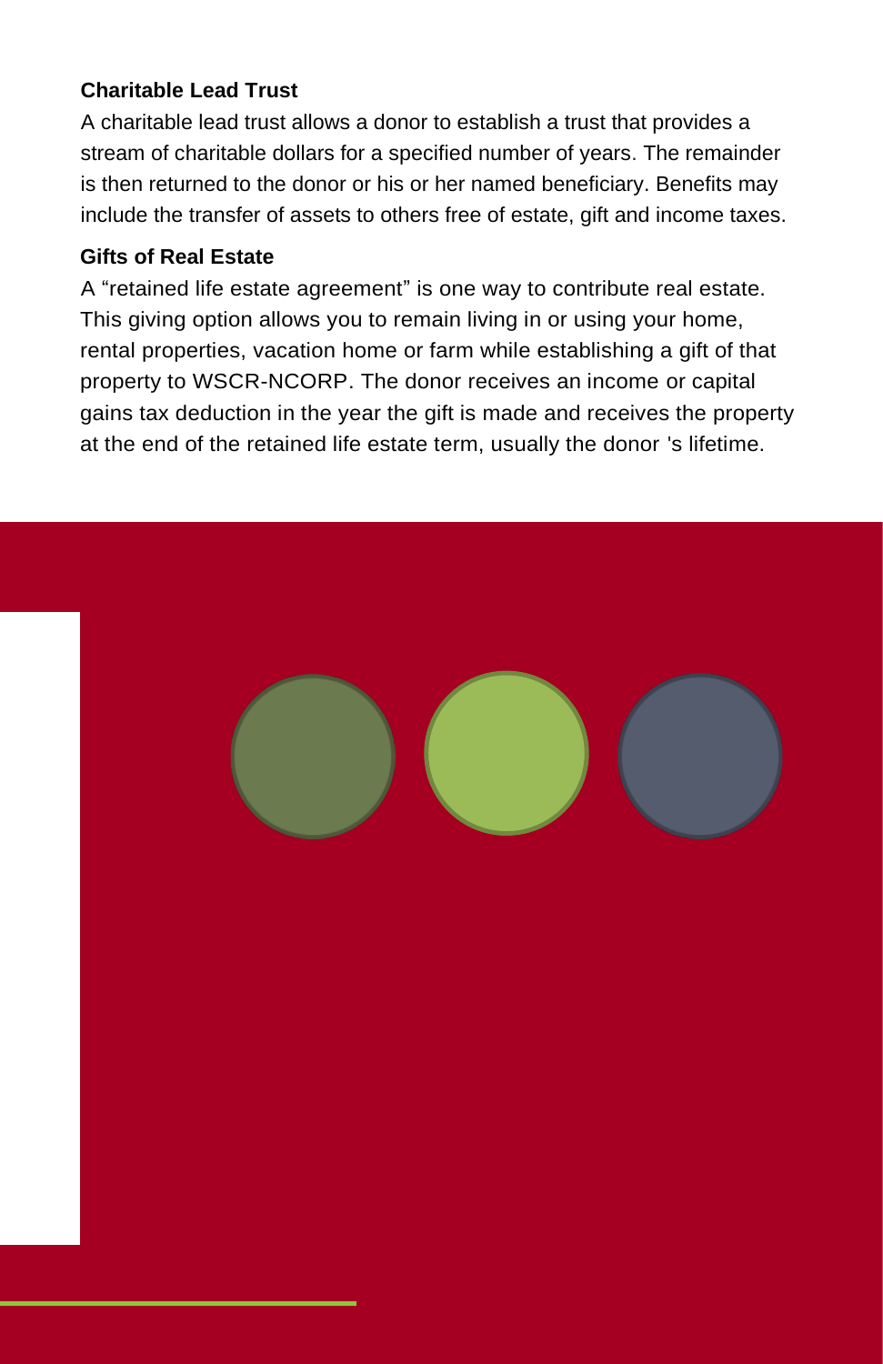### Charitable Lead Trust

A charitable lead trust allows a donor to establish a trust that provides a stream of charitable dollars for a specified number of years. The remainder is then returned to the donor or his or her named beneficiary. Benefits may include the transfer of assets to others free of estate, gift and income taxes.

### Gifts of Real Estate

A "retained life estate agreement" is one way to contribute real estate. This giving option allows you to remain living in or using your home, rental properties, vacation home or farm while establishing a gift of that property to WSCR-NCORP. The donor receives an income or capital gains tax deduction in the year the gift is made and receives the property at the end of the retained life estate term, usually the donor 's lifetime.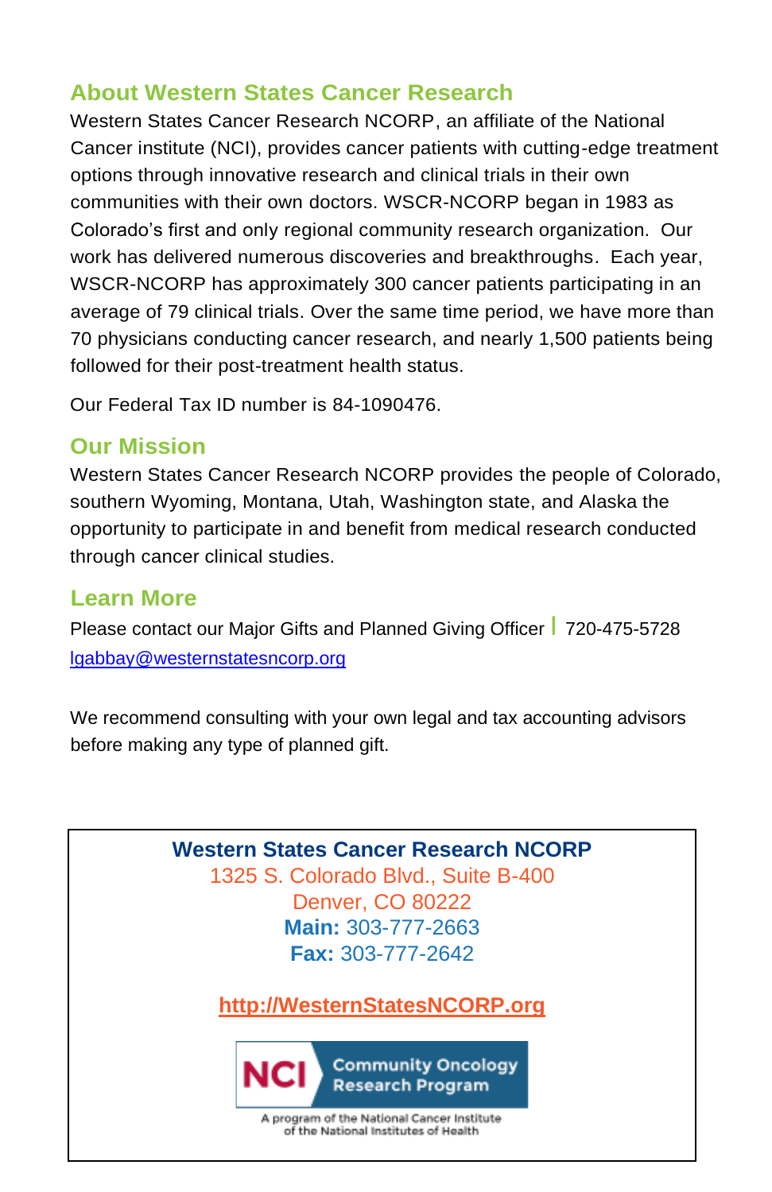## About Western States Cancer Research

Western States Cancer Research NCORP, an affiliate of the National Cancer institute (NCI), provides cancer patients with cutting-edge treatment options through innovative research and clinical trials in their own communities with their own doctors. WSCR-NCORP began in 1983 as Colorado's first and only regional community research organization. Our work has delivered numerous discoveries and breakthroughs. Each year, WSCR-NCORP has approximately 300 cancer patients participating in an average of 79 clinical trials. Over the same time period, we have more than 70 physicians conducting cancer research, and nearly 1,500 patients being followed for their post-treatment health status.

Our Federal Tax ID number is 84-1090476.

## Our Mission

Western States Cancer Research NCORP provides the people of Colorado, southern Wyoming, Montana, Utah, Washington state, and Alaska the opportunity to participate in and benefit from medical research conducted through cancer clinical studies.

## Learn More

Please contact our Major Gifts and Planned Giving Officer | 720-475-5728
lgabbay@westernstatesncorp.org

We recommend consulting with your own legal and tax accounting advisors before making any type of planned gift.

**Western States Cancer Research NCORP**
1325 S. Colorado Blvd., Suite B-400
Denver, CO 80222
**Main:** 303-777-2663
**Fax:** 303-777-2642

**http://WesternStatesNCORP.org**

NCI Community Oncology Research Program
A program of the National Cancer Institute of the National Institutes of Health